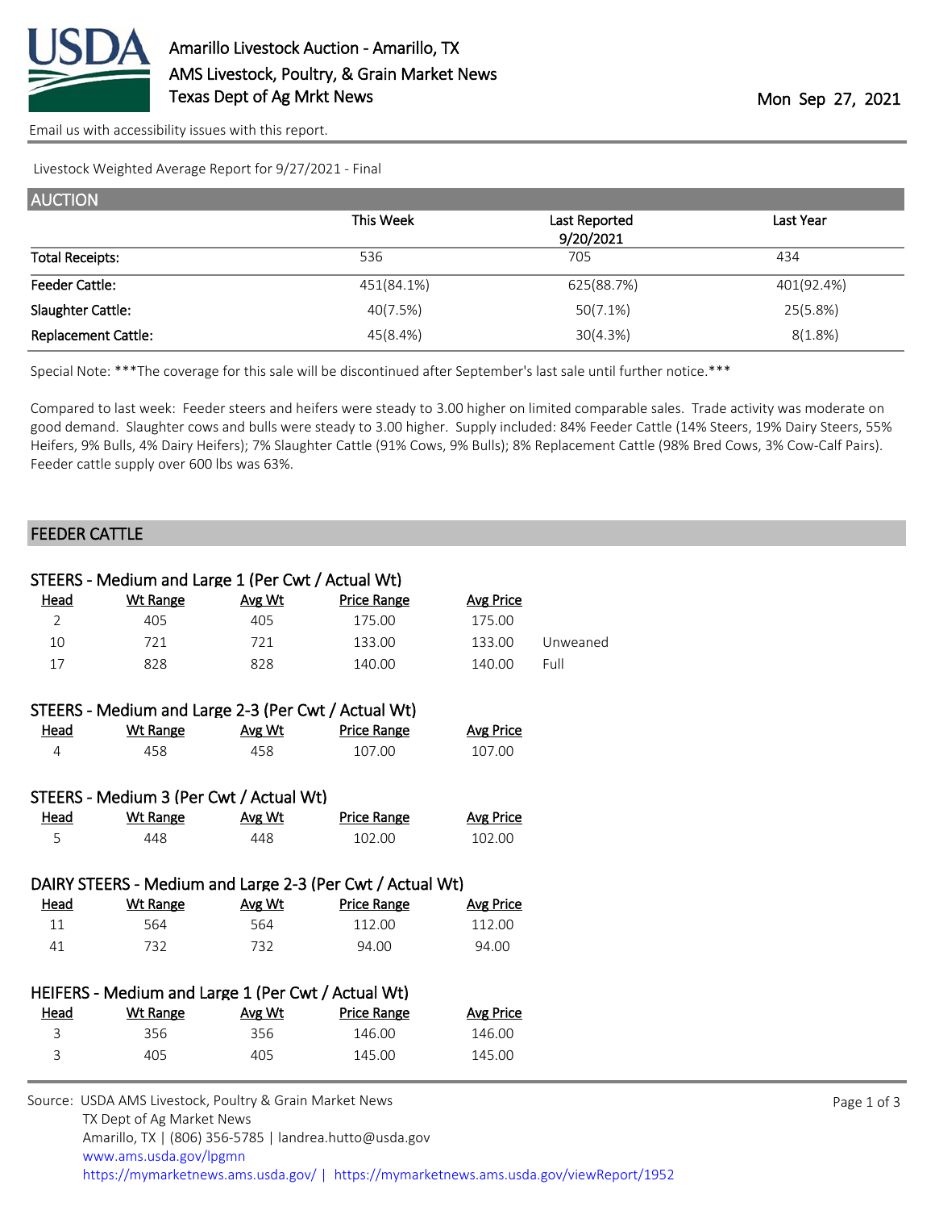# Amarillo Livestock Auction - Amarillo, TX
## AMS Livestock, Poultry, & Grain Market News
## Texas Dept of Ag Mrkt News

Mon Sep 27, 2021

Email us with accessibility issues with this report.

Livestock Weighted Average Report for 9/27/2021 - Final

## AUCTION

| | This Week | Last Reported 9/20/2021 | Last Year |
|---|---|---|---|
| Total Receipts: | 536 | 705 | 434 |
| Feeder Cattle: | 451(84.1%) | 625(88.7%) | 401(92.4%) |
| Slaughter Cattle: | 40(7.5%) | 50(7.1%) | 25(5.8%) |
| Replacement Cattle: | 45(8.4%) | 30(4.3%) | 8(1.8%) |

Special Note: ***The coverage for this sale will be discontinued after September's last sale until further notice.***

Compared to last week: Feeder steers and heifers were steady to 3.00 higher on limited comparable sales. Trade activity was moderate on good demand. Slaughter cows and bulls were steady to 3.00 higher. Supply included: 84% Feeder Cattle (14% Steers, 19% Dairy Steers, 55% Heifers, 9% Bulls, 4% Dairy Heifers); 7% Slaughter Cattle (91% Cows, 9% Bulls); 8% Replacement Cattle (98% Bred Cows, 3% Cow-Calf Pairs). Feeder cattle supply over 600 lbs was 63%.

## FEEDER CATTLE

### STEERS - Medium and Large 1 (Per Cwt / Actual Wt)

| Head | Wt Range | Avg Wt | Price Range | Avg Price | |
|---|---|---|---|---|---|
| 2 | 405 | 405 | 175.00 | 175.00 | |
| 10 | 721 | 721 | 133.00 | 133.00 | Unweaned |
| 17 | 828 | 828 | 140.00 | 140.00 | Full |

### STEERS - Medium and Large 2-3 (Per Cwt / Actual Wt)

| Head | Wt Range | Avg Wt | Price Range | Avg Price |
|---|---|---|---|---|
| 4 | 458 | 458 | 107.00 | 107.00 |

### STEERS - Medium 3 (Per Cwt / Actual Wt)

| Head | Wt Range | Avg Wt | Price Range | Avg Price |
|---|---|---|---|---|
| 5 | 448 | 448 | 102.00 | 102.00 |

### DAIRY STEERS - Medium and Large 2-3 (Per Cwt / Actual Wt)

| Head | Wt Range | Avg Wt | Price Range | Avg Price |
|---|---|---|---|---|
| 11 | 564 | 564 | 112.00 | 112.00 |
| 41 | 732 | 732 | 94.00 | 94.00 |

### HEIFERS - Medium and Large 1 (Per Cwt / Actual Wt)

| Head | Wt Range | Avg Wt | Price Range | Avg Price |
|---|---|---|---|---|
| 3 | 356 | 356 | 146.00 | 146.00 |
| 3 | 405 | 405 | 145.00 | 145.00 |

Source: USDA AMS Livestock, Poultry & Grain Market News
TX Dept of Ag Market News
Amarillo, TX | (806) 356-5785 | landrea.hutto@usda.gov
www.ams.usda.gov/lpgmn
https://mymarketnews.ams.usda.gov/ | https://mymarketnews.ams.usda.gov/viewReport/1952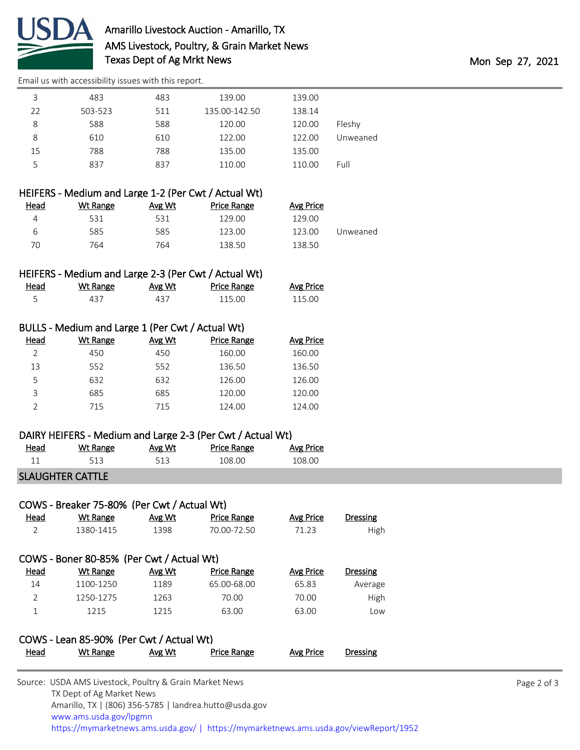| Head | Wt Range | Avg Wt | Price Range | Avg Price | |
|---|---|---|---|---|---|
| 3 | 483 | 483 | 139.00 | 139.00 | |
| 22 | 503-523 | 511 | 135.00-142.50 | 138.14 | |
| 8 | 588 | 588 | 120.00 | 120.00 | Fleshy |
| 8 | 610 | 610 | 122.00 | 122.00 | Unweaned |
| 15 | 788 | 788 | 135.00 | 135.00 | |
| 5 | 837 | 837 | 110.00 | 110.00 | Full |

### HEIFERS - Medium and Large 1-2 (Per Cwt / Actual Wt)

| Head | Wt Range | Avg Wt | Price Range | Avg Price | |
|---|---|---|---|---|---|
| 4 | 531 | 531 | 129.00 | 129.00 | |
| 6 | 585 | 585 | 123.00 | 123.00 | Unweaned |
| 70 | 764 | 764 | 138.50 | 138.50 | |

### HEIFERS - Medium and Large 2-3 (Per Cwt / Actual Wt)

| Head | Wt Range | Avg Wt | Price Range | Avg Price |
|---|---|---|---|---|
| 5 | 437 | 437 | 115.00 | 115.00 |

### BULLS - Medium and Large 1 (Per Cwt / Actual Wt)

| Head | Wt Range | Avg Wt | Price Range | Avg Price |
|---|---|---|---|---|
| 2 | 450 | 450 | 160.00 | 160.00 |
| 13 | 552 | 552 | 136.50 | 136.50 |
| 5 | 632 | 632 | 126.00 | 126.00 |
| 3 | 685 | 685 | 120.00 | 120.00 |
| 2 | 715 | 715 | 124.00 | 124.00 |

### DAIRY HEIFERS - Medium and Large 2-3 (Per Cwt / Actual Wt)

| Head | Wt Range | Avg Wt | Price Range | Avg Price |
|---|---|---|---|---|
| 11 | 513 | 513 | 108.00 | 108.00 |

## SLAUGHTER CATTLE

### COWS - Breaker 75-80% (Per Cwt / Actual Wt)

| Head | Wt Range | Avg Wt | Price Range | Avg Price | Dressing |
|---|---|---|---|---|---|
| 2 | 1380-1415 | 1398 | 70.00-72.50 | 71.23 | High |

### COWS - Boner 80-85% (Per Cwt / Actual Wt)

| Head | Wt Range | Avg Wt | Price Range | Avg Price | Dressing |
|---|---|---|---|---|---|
| 14 | 1100-1250 | 1189 | 65.00-68.00 | 65.83 | Average |
| 2 | 1250-1275 | 1263 | 70.00 | 70.00 | High |
| 1 | 1215 | 1215 | 63.00 | 63.00 | Low |

### COWS - Lean 85-90% (Per Cwt / Actual Wt)

| Head | Wt Range | Avg Wt | Price Range | Avg Price | Dressing |
|---|---|---|---|---|---|

Source: USDA AMS Livestock, Poultry & Grain Market News
TX Dept of Ag Market News
Amarillo, TX | (806) 356-5785 | landrea.hutto@usda.gov
www.ams.usda.gov/lpgmn
https://mymarketnews.ams.usda.gov/ | https://mymarketnews.ams.usda.gov/viewReport/1952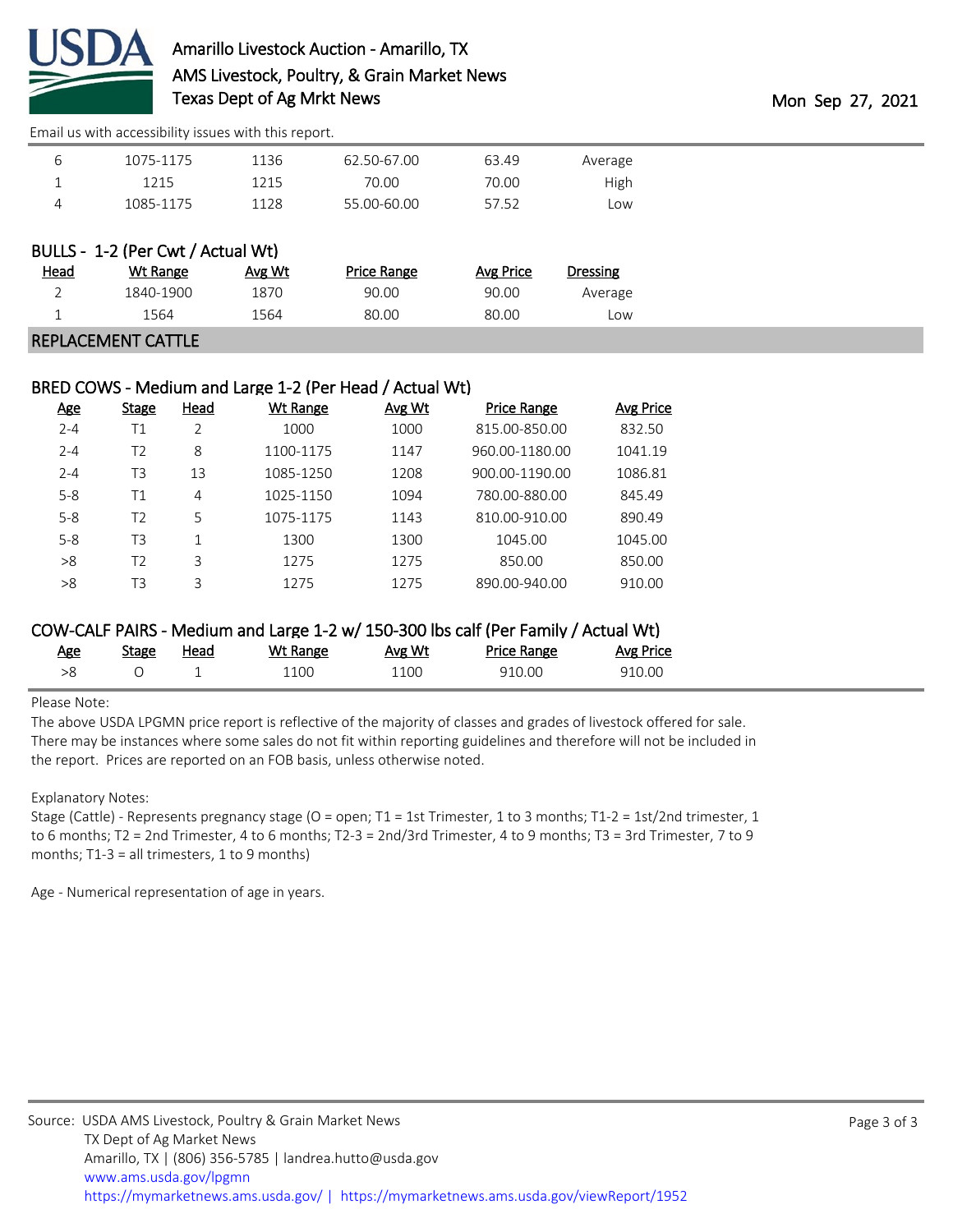| | | | | | |
|---|---|---|---|---|---|
| 6 | 1075-1175 | 1136 | 62.50-67.00 | 63.49 | Average |
| 1 | 1215 | 1215 | 70.00 | 70.00 | High |
| 4 | 1085-1175 | 1128 | 55.00-60.00 | 57.52 | Low |

### BULLS - 1-2 (Per Cwt / Actual Wt)

| Head | Wt Range | Avg Wt | Price Range | Avg Price | Dressing |
|---|---|---|---|---|---|
| 2 | 1840-1900 | 1870 | 90.00 | 90.00 | Average |
| 1 | 1564 | 1564 | 80.00 | 80.00 | Low |

## REPLACEMENT CATTLE

### BRED COWS - Medium and Large 1-2 (Per Head / Actual Wt)

| Age | Stage | Head | Wt Range | Avg Wt | Price Range | Avg Price |
|---|---|---|---|---|---|---|
| 2-4 | T1 | 2 | 1000 | 1000 | 815.00-850.00 | 832.50 |
| 2-4 | T2 | 8 | 1100-1175 | 1147 | 960.00-1180.00 | 1041.19 |
| 2-4 | T3 | 13 | 1085-1250 | 1208 | 900.00-1190.00 | 1086.81 |
| 5-8 | T1 | 4 | 1025-1150 | 1094 | 780.00-880.00 | 845.49 |
| 5-8 | T2 | 5 | 1075-1175 | 1143 | 810.00-910.00 | 890.49 |
| 5-8 | T3 | 1 | 1300 | 1300 | 1045.00 | 1045.00 |
| >8 | T2 | 3 | 1275 | 1275 | 850.00 | 850.00 |
| >8 | T3 | 3 | 1275 | 1275 | 890.00-940.00 | 910.00 |

### COW-CALF PAIRS - Medium and Large 1-2 w/ 150-300 lbs calf (Per Family / Actual Wt)

| Age | Stage | Head | Wt Range | Avg Wt | Price Range | Avg Price |
|---|---|---|---|---|---|---|
| >8 | O | 1 | 1100 | 1100 | 910.00 | 910.00 |

Please Note:

The above USDA LPGMN price report is reflective of the majority of classes and grades of livestock offered for sale. There may be instances where some sales do not fit within reporting guidelines and therefore will not be included in the report. Prices are reported on an FOB basis, unless otherwise noted.

Explanatory Notes:

Stage (Cattle) - Represents pregnancy stage (O = open; T1 = 1st Trimester, 1 to 3 months; T1-2 = 1st/2nd trimester, 1 to 6 months; T2 = 2nd Trimester, 4 to 6 months; T2-3 = 2nd/3rd Trimester, 4 to 9 months; T3 = 3rd Trimester, 7 to 9 months; T1-3 = all trimesters, 1 to 9 months)

Age - Numerical representation of age in years.

Source: USDA AMS Livestock, Poultry & Grain Market News
TX Dept of Ag Market News
Amarillo, TX | (806) 356-5785 | landrea.hutto@usda.gov
www.ams.usda.gov/lpgmn
https://mymarketnews.ams.usda.gov/ | https://mymarketnews.ams.usda.gov/viewReport/1952